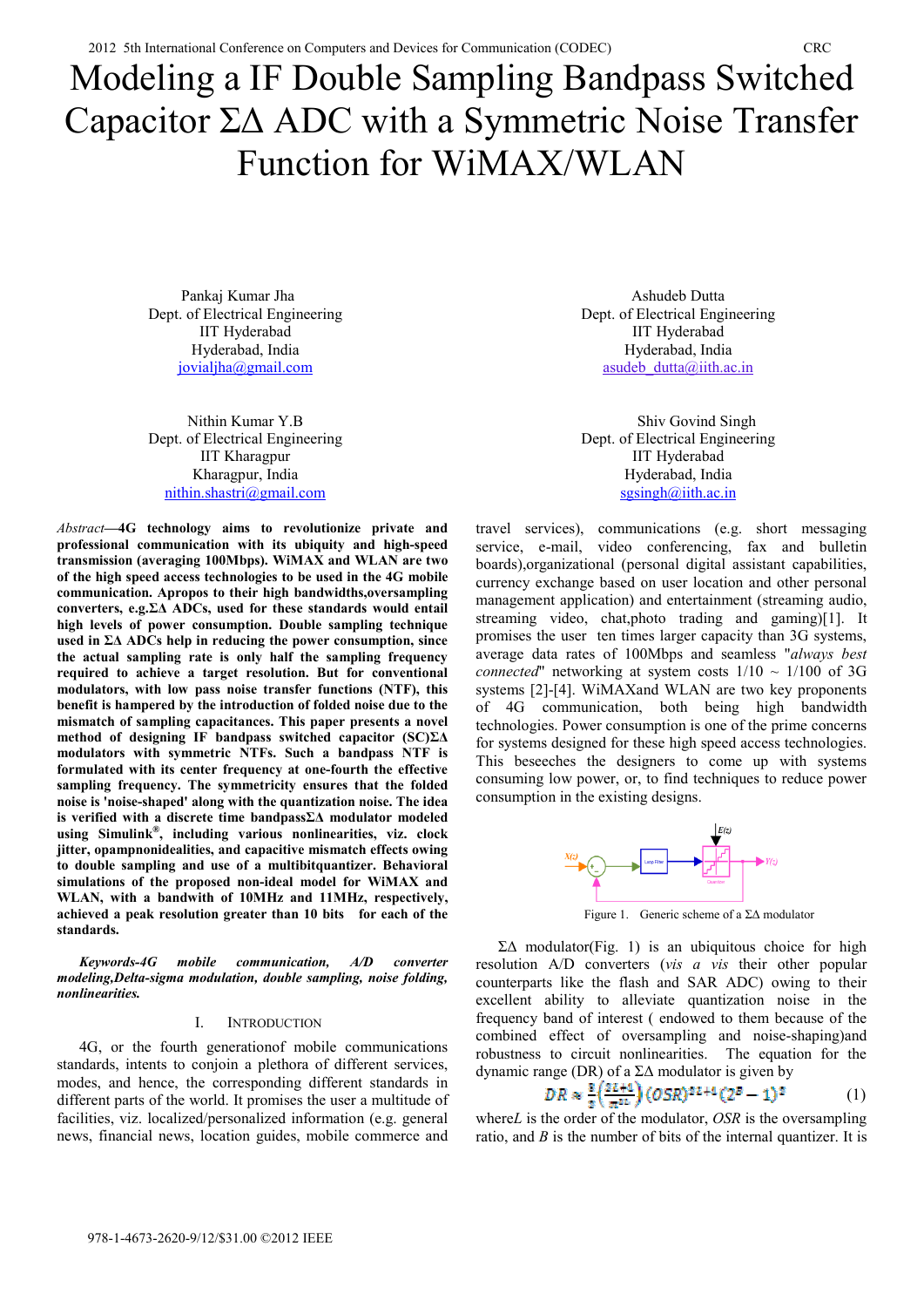# Modeling a IF Double Sampling Bandpass Switched Capacitor ΣΔ ADC with a Symmetric Noise Transfer Function for WiMAX/WLAN

Pankaj Kumar Jha
Dept. of Electrical Engineering
IIT Hyderabad
Hyderabad, India
jovialjha@gmail.com

Ashudeb Dutta
Dept. of Electrical Engineering
IIT Hyderabad
Hyderabad, India
asudeb_dutta@iith.ac.in

Nithin Kumar Y.B
Dept. of Electrical Engineering
IIT Kharagpur
Kharagpur, India
nithin.shastri@gmail.com

Shiv Govind Singh
Dept. of Electrical Engineering
IIT Hyderabad
Hyderabad, India
sgsingh@iith.ac.in

*Abstract*—**4G technology aims to revolutionize private and professional communication with its ubiquity and high-speed transmission (averaging 100Mbps). WiMAX and WLAN are two of the high speed access technologies to be used in the 4G mobile communication. Apropos to their high bandwidths,oversampling converters, e.g.ΣΔ ADCs, used for these standards would entail high levels of power consumption. Double sampling technique used in ΣΔ ADCs help in reducing the power consumption, since the actual sampling rate is only half the sampling frequency required to achieve a target resolution. But for conventional modulators, with low pass noise transfer functions (NTF), this benefit is hampered by the introduction of folded noise due to the mismatch of sampling capacitances. This paper presents a novel method of designing IF bandpass switched capacitor (SC)ΣΔ modulators with symmetric NTFs. Such a bandpass NTF is formulated with its center frequency at one-fourth the effective sampling frequency. The symmetricity ensures that the folded noise is 'noise-shaped' along with the quantization noise. The idea is verified with a discrete time bandpassΣΔ modulator modeled using Simulink®, including various nonlinearities, viz. clock jitter, opampnonidealities, and capacitive mismatch effects owing to double sampling and use of a multibitquantizer. Behavioral simulations of the proposed non-ideal model for WiMAX and WLAN, with a bandwith of 10MHz and 11MHz, respectively, achieved a peak resolution greater than 10 bits for each of the standards.**

***Keywords-4G mobile communication, A/D converter modeling,Delta-sigma modulation, double sampling, noise folding, nonlinearities.***

## I. Introduction

4G, or the fourth generationof mobile communications standards, intents to conjoin a plethora of different services, modes, and hence, the corresponding different standards in different parts of the world. It promises the user a multitude of facilities, viz. localized/personalized information (e.g. general news, financial news, location guides, mobile commerce and travel services), communications (e.g. short messaging service, e-mail, video conferencing, fax and bulletin boards),organizational (personal digital assistant capabilities, currency exchange based on user location and other personal management application) and entertainment (streaming audio, streaming video, chat,photo trading and gaming)[1]. It promises the user ten times larger capacity than 3G systems, average data rates of 100Mbps and seamless "*always best connected*" networking at system costs 1/10 ~ 1/100 of 3G systems [2]-[4]. WiMAXand WLAN are two key proponents of 4G communication, both being high bandwidth technologies. Power consumption is one of the prime concerns for systems designed for these high speed access technologies. This beseeches the designers to come up with systems consuming low power, or, to find techniques to reduce power consumption in the existing designs.

Figure 1. Generic scheme of a ΣΔ modulator

ΣΔ modulator(Fig. 1) is an ubiquitous choice for high resolution A/D converters (*vis a vis* their other popular counterparts like the flash and SAR ADC) owing to their excellent ability to alleviate quantization noise in the frequency band of interest ( endowed to them because of the combined effect of oversampling and noise-shaping)and robustness to circuit nonlinearities. The equation for the dynamic range (DR) of a ΣΔ modulator is given by

$$DR \approx \frac{3}{2}\left(\frac{2L+1}{\pi^{2L}}\right)(OSR)^{2L+1}(2^B-1)^2 \qquad (1)$$

where$L$ is the order of the modulator, $OSR$ is the oversampling ratio, and $B$ is the number of bits of the internal quantizer. It is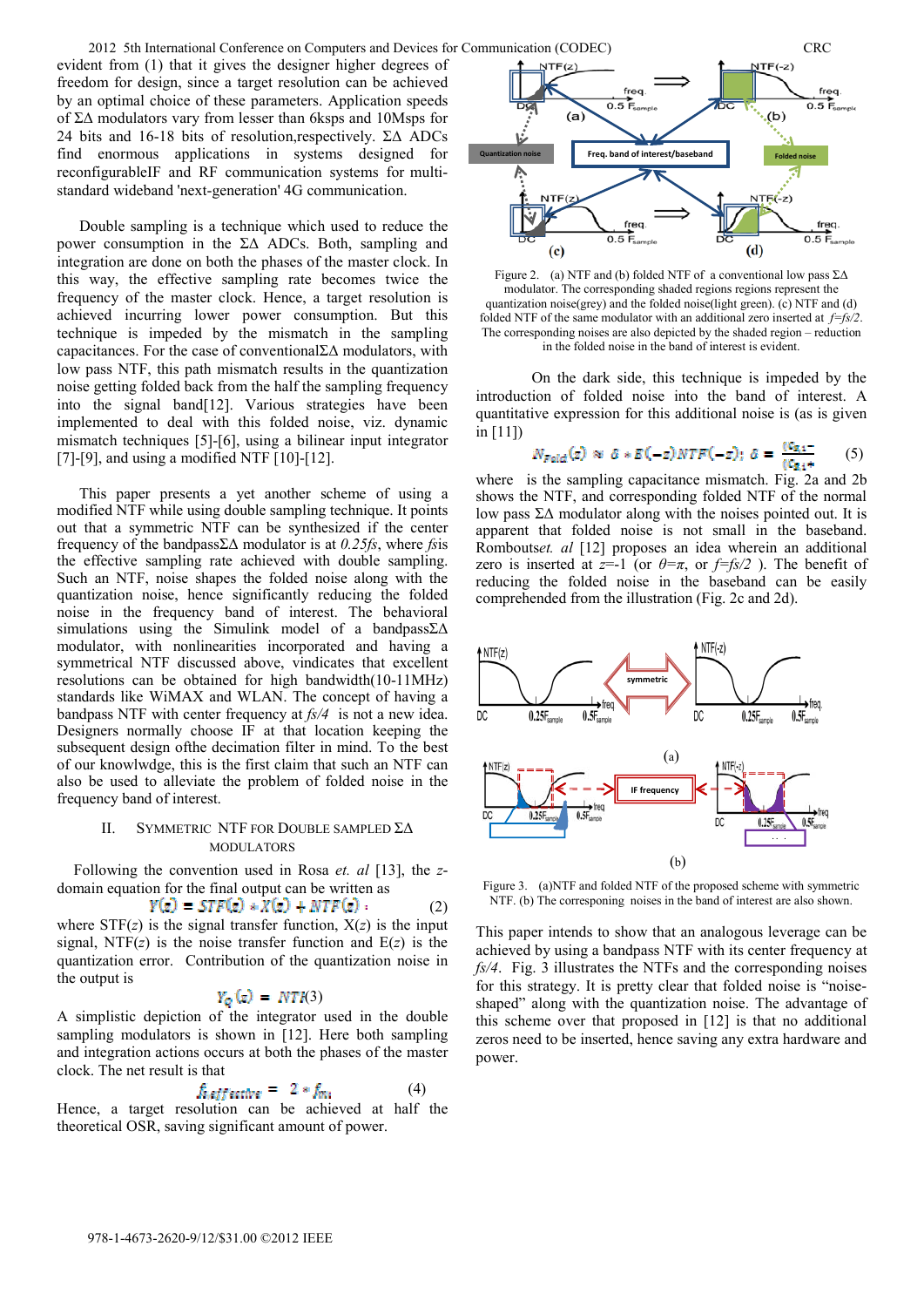evident from (1) that it gives the designer higher degrees of freedom for design, since a target resolution can be achieved by an optimal choice of these parameters. Application speeds of ΣΔ modulators vary from lesser than 6ksps and 10Msps for 24 bits and 16-18 bits of resolution,respectively. ΣΔ ADCs find enormous applications in systems designed for reconfigurableIF and RF communication systems for multi-standard wideband 'next-generation' 4G communication.

Double sampling is a technique which used to reduce the power consumption in the ΣΔ ADCs. Both, sampling and integration are done on both the phases of the master clock. In this way, the effective sampling rate becomes twice the frequency of the master clock. Hence, a target resolution is achieved incurring lower power consumption. But this technique is impeded by the mismatch in the sampling capacitances. For the case of conventionalΣΔ modulators, with low pass NTF, this path mismatch results in the quantization noise getting folded back from the half the sampling frequency into the signal band[12]. Various strategies have been implemented to deal with this folded noise, viz. dynamic mismatch techniques [5]-[6], using a bilinear input integrator [7]-[9], and using a modified NTF [10]-[12].

This paper presents a yet another scheme of using a modified NTF while using double sampling technique. It points out that a symmetric NTF can be synthesized if the center frequency of the bandpassΣΔ modulator is at *0.25fs*, where *fs*is the effective sampling rate achieved with double sampling. Such an NTF, noise shapes the folded noise along with the quantization noise, hence significantly reducing the folded noise in the frequency band of interest. The behavioral simulations using the Simulink model of a bandpassΣΔ modulator, with nonlinearities incorporated and having a symmetrical NTF discussed above, vindicates that excellent resolutions can be obtained for high bandwidth(10-11MHz) standards like WiMAX and WLAN. The concept of having a bandpass NTF with center frequency at *fs/4* is not a new idea. Designers normally choose IF at that location keeping the subsequent design ofthe decimation filter in mind. To the best of our knowlwdge, this is the first claim that such an NTF can also be used to alleviate the problem of folded noise in the frequency band of interest.

## II. Symmetric NTF for Double Sampled ΣΔ Modulators

Following the convention used in Rosa *et. al* [13], the *z*-domain equation for the final output can be written as

$$Y(z) = STF(z) * X(z) + NTF(z) \cdot \quad (2)$$

where STF(*z*) is the signal transfer function, X(*z*) is the input signal, NTF(*z*) is the noise transfer function and E(*z*) is the quantization error. Contribution of the quantization noise in the output is

$$Y_Q(z) = NTF(3)$$

A simplistic depiction of the integrator used in the double sampling modulators is shown in [12]. Here both sampling and integration actions occurs at both the phases of the master clock. The net result is that

$$f_{s\,effective} = 2 * f_{s1} \quad (4)$$

Hence, a target resolution can be achieved at half the theoretical OSR, saving significant amount of power.

Figure 2. (a) NTF and (b) folded NTF of a conventional low pass ΣΔ modulator. The corresponding shaded regions regions represent the quantization noise(grey) and the folded noise(light green). (c) NTF and (d) folded NTF of the same modulator with an additional zero inserted at *f=fs/2*. The corresponding noises are also depicted by the shaded region – reduction in the folded noise in the band of interest is evident.

On the dark side, this technique is impeded by the introduction of folded noise into the band of interest. A quantitative expression for this additional noise is (as is given in [11])

$$N_{Fold}(z) \approx \delta * E(-z) NTF(-z);\ \delta = \frac{|C_{s1} - }{|C_{s1} +} \quad (5)$$

where is the sampling capacitance mismatch. Fig. 2a and 2b shows the NTF, and corresponding folded NTF of the normal low pass ΣΔ modulator along with the noises pointed out. It is apparent that folded noise is not small in the baseband. Rombouts*et. al* [12] proposes an idea wherein an additional zero is inserted at *z*=-1 (or *θ=π*, or *f=fs/2* ). The benefit of reducing the folded noise in the baseband can be easily comprehended from the illustration (Fig. 2c and 2d).

Figure 3. (a)NTF and folded NTF of the proposed scheme with symmetric NTF. (b) The corresponing noises in the band of interest are also shown.

This paper intends to show that an analogous leverage can be achieved by using a bandpass NTF with its center frequency at *fs/4*. Fig. 3 illustrates the NTFs and the corresponding noises for this strategy. It is pretty clear that folded noise is "noise-shaped" along with the quantization noise. The advantage of this scheme over that proposed in [12] is that no additional zeros need to be inserted, hence saving any extra hardware and power.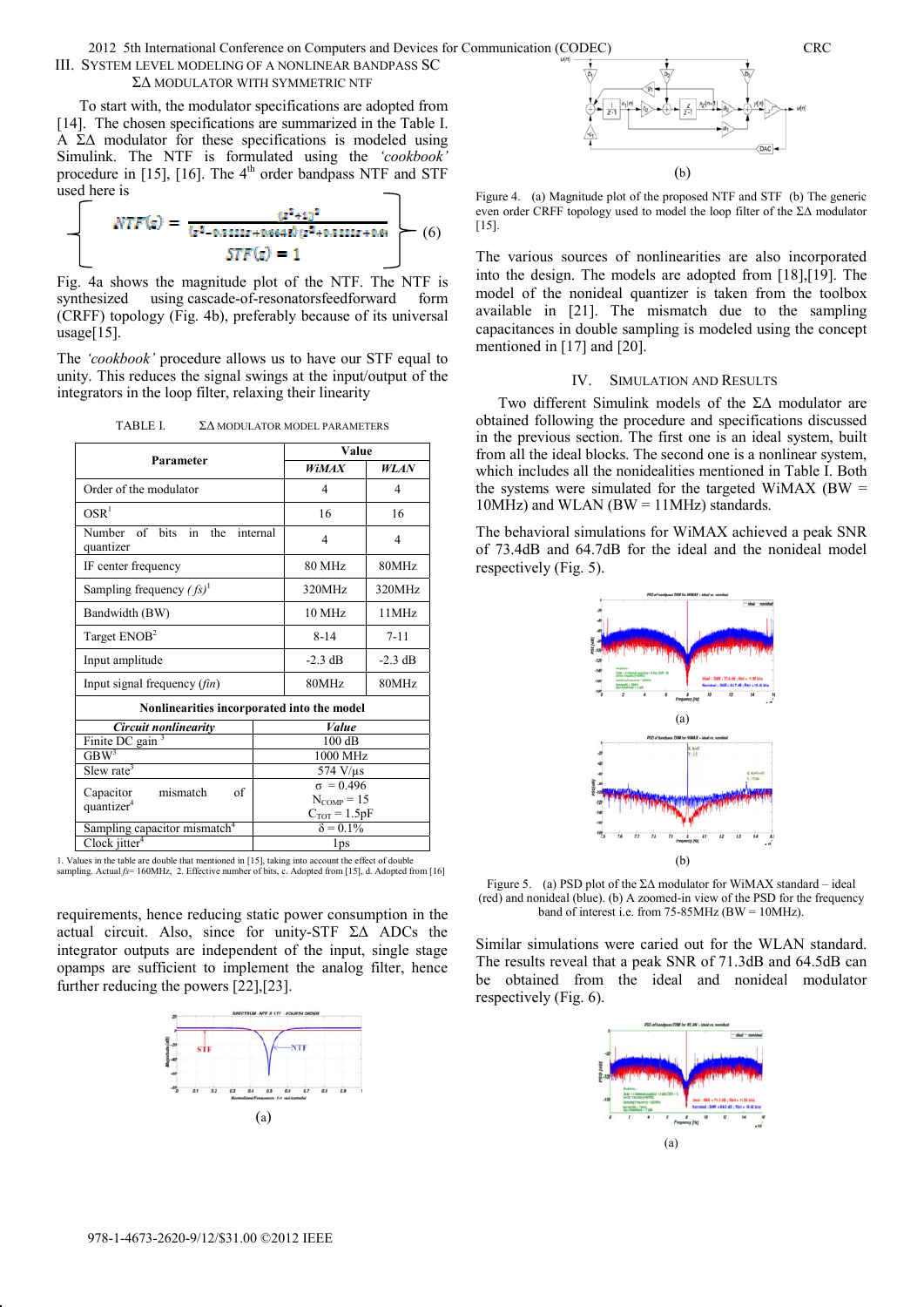## III. System Level Modeling of a Nonlinear Bandpass SC ΣΔ Modulator with Symmetric NTF

To start with, the modulator specifications are adopted from [14]. The chosen specifications are summarized in the Table I. A ΣΔ modulator for these specifications is modeled using Simulink. The NTF is formulated using the *'cookbook'* procedure in [15], [16]. The 4[th] order bandpass NTF and STF used here is

$$\left\{ \begin{array}{l} NTF(z) = \dfrac{(z^2+1)^2}{(z^2-0.8333z+0.6648)(z^2+0.8333z+0.66)} \\ STF(z) = 1 \end{array} \right\} \quad (6)$$

Fig. 4a shows the magnitude plot of the NTF. The NTF is synthesized using cascade-of-resonatorsfeedforward form (CRFF) topology (Fig. 4b), preferably because of its universal usage[15].

The *'cookbook'* procedure allows us to have our STF equal to unity. This reduces the signal swings at the input/output of the integrators in the loop filter, relaxing their linearity requirements, hence reducing static power consumption in the actual circuit. Also, since for unity-STF ΣΔ ADCs the integrator outputs are independent of the input, single stage opamps are sufficient to implement the analog filter, hence further reducing the powers [22],[23].

TABLE I. ΣΔ MODULATOR MODEL PARAMETERS

| Parameter | Value *WiMAX* | Value *WLAN* |
|---|---|---|
| Order of the modulator | 4 | 4 |
| OSR[1] | 16 | 16 |
| Number of bits in the internal quantizer | 4 | 4 |
| IF center frequency | 80 MHz | 80MHz |
| Sampling frequency ($f_s$)[1] | 320MHz | 320MHz |
| Bandwidth (BW) | 10 MHz | 11MHz |
| Target ENOB[2] | 8-14 | 7-11 |
| Input amplitude | -2.3 dB | -2.3 dB |
| Input signal frequency ($f_{in}$) | 80MHz | 80MHz |

Nonlinearities incorporated into the model

| *Circuit nonlinearity* | *Value* |
|---|---|
| Finite DC gain[3] | 100 dB |
| GBW[3] | 1000 MHz |
| Slew rate[3] | 574 V/μs |
| Capacitor mismatch of quantizer[4] | $\sigma$ = 0.496, $N_{COMP}$ = 15, $C_{TOT}$ = 1.5pF |
| Sampling capacitor mismatch[4] | $\delta$ = 0.1% |
| Clock jitter[4] | 1ps |

1. Values in the table are double that mentioned in [15], taking into account the effect of double sampling. Actual $f_s$= 160MHz, 2. Effective number of bits, c. Adopted from [15], d. Adopted from [16]

(a)

(b)

Figure 4. (a) Magnitude plot of the proposed NTF and STF (b) The generic even order CRFF topology used to model the loop filter of the ΣΔ modulator [15].

The various sources of nonlinearities are also incorporated into the design. The models are adopted from [18],[19]. The model of the nonideal quantizer is taken from the toolbox available in [21]. The mismatch due to the sampling capacitances in double sampling is modeled using the concept mentioned in [17] and [20].

## IV. Simulation and Results

Two different Simulink models of the ΣΔ modulator are obtained following the procedure and specifications discussed in the previous section. The first one is an ideal system, built from all the ideal blocks. The second one is a nonlinear system, which includes all the nonidealities mentioned in Table I. Both the systems were simulated for the targeted WiMAX (BW = 10MHz) and WLAN (BW = 11MHz) standards.

The behavioral simulations for WiMAX achieved a peak SNR of 73.4dB and 64.7dB for the ideal and the nonideal model respectively (Fig. 5).

(a)

(b)

Figure 5. (a) PSD plot of the ΣΔ modulator for WiMAX standard – ideal (red) and nonideal (blue). (b) A zoomed-in view of the PSD for the frequency band of interest i.e. from 75-85MHz (BW = 10MHz).

Similar simulations were caried out for the WLAN standard. The results reveal that a peak SNR of 71.3dB and 64.5dB can be obtained from the ideal and nonideal modulator respectively (Fig. 6).

(a)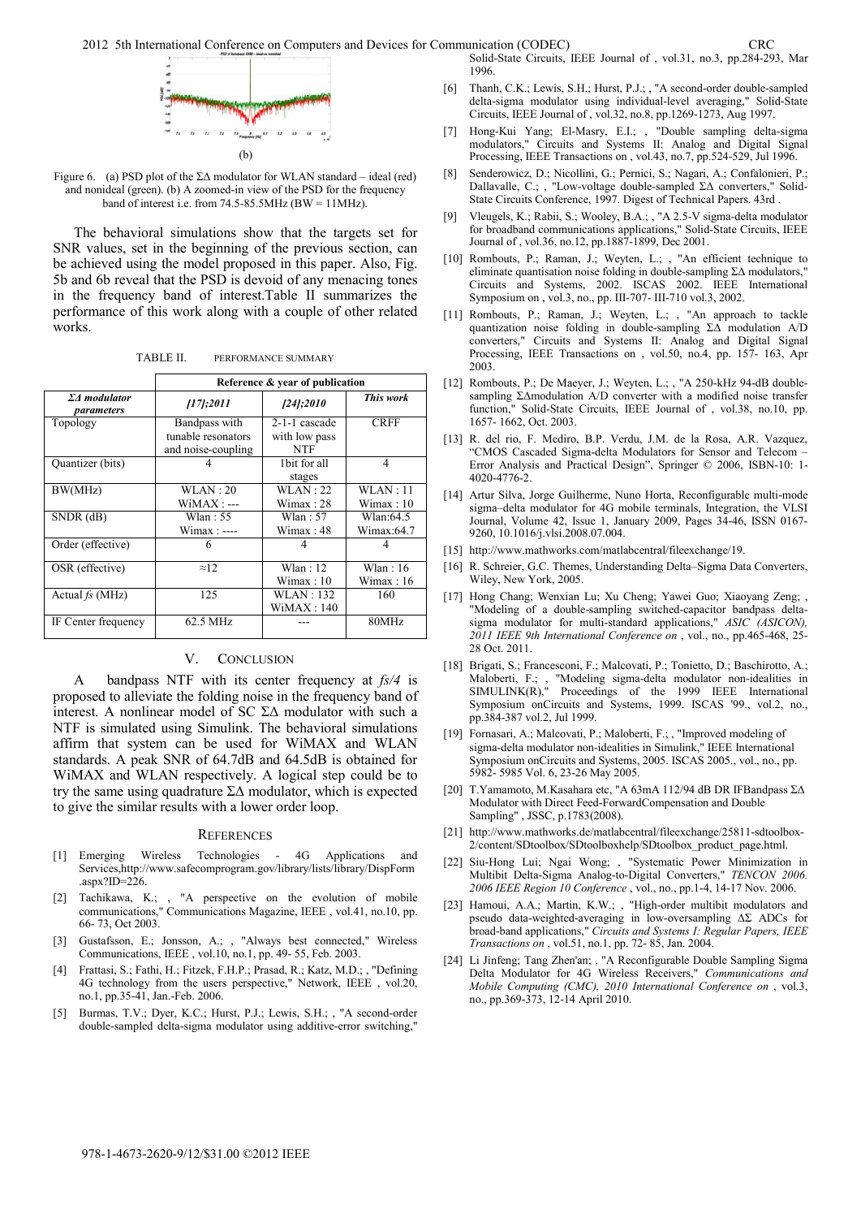(b)

Figure 6. (a) PSD plot of the ΣΔ modulator for WLAN standard – ideal (red) and nonideal (green). (b) A zoomed-in view of the PSD for the frequency band of interest i.e. from 74.5-85.5MHz (BW = 11MHz).

The behavioral simulations show that the targets set for SNR values, set in the beginning of the previous section, can be achieved using the model proposed in this paper. Also, Fig. 5b and 6b reveal that the PSD is devoid of any menacing tones in the frequency band of interest.Table II summarizes the performance of this work along with a couple of other related works.

TABLE II. PERFORMANCE SUMMARY

| | Reference & year of publication | | |
|---|---|---|---|
| *ΣΔ modulator parameters* | *[17];2011* | *[24];2010* | *This work* |
| Topology | Bandpass with tunable resonators and noise-coupling | 2-1-1 cascade with low pass NTF | CRFF |
| Quantizer (bits) | 4 | 1bit for all stages | 4 |
| BW(MHz) | WLAN : 20 WiMAX : --- | WLAN : 22 Wimax : 28 | WLAN : 11 Wimax : 10 |
| SNDR (dB) | Wlan : 55 Wimax : ---- | Wlan : 57 Wimax : 48 | Wlan:64.5 Wimax:64.7 |
| Order (effective) | 6 | 4 | 4 |
| OSR (effective) | ≈12 | Wlan : 12 Wimax : 10 | Wlan : 16 Wimax : 16 |
| Actual *fs* (MHz) | 125 | WLAN : 132 WiMAX : 140 | 160 |
| IF Center frequency | 62.5 MHz | --- | 80MHz |

## V. CONCLUSION

A bandpass NTF with its center frequency at *fs/4* is proposed to alleviate the folding noise in the frequency band of interest. A nonlinear model of SC ΣΔ modulator with such a NTF is simulated using Simulink. The behavioral simulations affirm that system can be used for WiMAX and WLAN standards. A peak SNR of 64.7dB and 64.5dB is obtained for WiMAX and WLAN respectively. A logical step could be to try the same using quadrature ΣΔ modulator, which is expected to give the similar results with a lower order loop.

## REFERENCES

[1] Emerging Wireless Technologies - 4G Applications and Services,http://www.safecomprogram.gov/library/lists/library/DispForm.aspx?ID=226.

[2] Tachikawa, K.; , "A perspective on the evolution of mobile communications," Communications Magazine, IEEE , vol.41, no.10, pp. 66- 73, Oct 2003.

[3] Gustafsson, E.; Jonsson, A.; , "Always best connected," Wireless Communications, IEEE , vol.10, no.1, pp. 49- 55, Feb. 2003.

[4] Frattasi, S.; Fathi, H.; Fitzek, F.H.P.; Prasad, R.; Katz, M.D.; , "Defining 4G technology from the users perspective," Network, IEEE , vol.20, no.1, pp.35-41, Jan.-Feb. 2006.

[5] Burmas, T.V.; Dyer, K.C.; Hurst, P.J.; Lewis, S.H.; , "A second-order double-sampled delta-sigma modulator using additive-error switching," Solid-State Circuits, IEEE Journal of , vol.31, no.3, pp.284-293, Mar 1996.

[6] Thanh, C.K.; Lewis, S.H.; Hurst, P.J.; , "A second-order double-sampled delta-sigma modulator using individual-level averaging," Solid-State Circuits, IEEE Journal of , vol.32, no.8, pp.1269-1273, Aug 1997.

[7] Hong-Kui Yang; El-Masry, E.I.; , "Double sampling delta-sigma modulators," Circuits and Systems II: Analog and Digital Signal Processing, IEEE Transactions on , vol.43, no.7, pp.524-529, Jul 1996.

[8] Senderowicz, D.; Nicollini, G.; Pernici, S.; Nagari, A.; Confalonieri, P.; Dallavalle, C.; , "Low-voltage double-sampled ΣΔ converters," Solid-State Circuits Conference, 1997. Digest of Technical Papers. 43rd .

[9] Vleugels, K.; Rabii, S.; Wooley, B.A.; , "A 2.5-V sigma-delta modulator for broadband communications applications," Solid-State Circuits, IEEE Journal of , vol.36, no.12, pp.1887-1899, Dec 2001.

[10] Rombouts, P.; Raman, J.; Weyten, L.; , "An efficient technique to eliminate quantisation noise folding in double-sampling ΣΔ modulators," Circuits and Systems, 2002. ISCAS 2002. IEEE International Symposium on , vol.3, no., pp. III-707- III-710 vol.3, 2002.

[11] Rombouts, P.; Raman, J.; Weyten, L.; , "An approach to tackle quantization noise folding in double-sampling ΣΔ modulation A/D converters," Circuits and Systems II: Analog and Digital Signal Processing, IEEE Transactions on , vol.50, no.4, pp. 157- 163, Apr 2003.

[12] Rombouts, P.; De Maeyer, J.; Weyten, L.; , "A 250-kHz 94-dB double-sampling ΣΔmodulation A/D converter with a modified noise transfer function," Solid-State Circuits, IEEE Journal of , vol.38, no.10, pp. 1657- 1662, Oct. 2003.

[13] R. del rio, F. Mediro, B.P. Verdu, J.M. de la Rosa, A.R. Vazquez, "CMOS Cascaded Sigma-delta Modulators for Sensor and Telecom – Error Analysis and Practical Design", Springer © 2006, ISBN-10: 1-4020-4776-2.

[14] Artur Silva, Jorge Guilherme, Nuno Horta, Reconfigurable multi-mode sigma–delta modulator for 4G mobile terminals, Integration, the VLSI Journal, Volume 42, Issue 1, January 2009, Pages 34-46, ISSN 0167-9260, 10.1016/j.vlsi.2008.07.004.

[15] http://www.mathworks.com/matlabcentral/fileexchange/19.

[16] R. Schreier, G.C. Themes, Understanding Delta–Sigma Data Converters, Wiley, New York, 2005.

[17] Hong Chang; Wenxian Lu; Xu Cheng; Yawei Guo; Xiaoyang Zeng; , "Modeling of a double-sampling switched-capacitor bandpass delta-sigma modulator for multi-standard applications," *ASIC (ASICON), 2011 IEEE 9th International Conference on* , vol., no., pp.465-468, 25-28 Oct. 2011.

[18] Brigati, S.; Francesconi, F.; Malcovati, P.; Tonietto, D.; Baschirotto, A.; Maloberti, F.; , "Modeling sigma-delta modulator non-idealities in SIMULINK(R)," Proceedings of the 1999 IEEE International Symposium onCircuits and Systems, 1999. ISCAS '99., vol.2, no., pp.384-387 vol.2, Jul 1999.

[19] Fornasari, A.; Malcovati, P.; Maloberti, F.; , "Improved modeling of sigma-delta modulator non-idealities in Simulink," IEEE International Symposium onCircuits and Systems, 2005. ISCAS 2005., vol., no., pp. 5982- 5985 Vol. 6, 23-26 May 2005.

[20] T.Yamamoto, M.Kasahara etc, "A 63mA 112/94 dB DR IFBandpass ΣΔ Modulator with Direct Feed-ForwardCompensation and Double Sampling" , JSSC, p.1783(2008).

[21] http://www.mathworks.de/matlabcentral/fileexchange/25811-sdtoolbox-2/content/SDtoolbox/SDtoolboxhelp/SDtoolbox_product_page.html.

[22] Siu-Hong Lui; Ngai Wong; , "Systematic Power Minimization in Multibit Delta-Sigma Analog-to-Digital Converters," *TENCON 2006. 2006 IEEE Region 10 Conference* , vol., no., pp.1-4, 14-17 Nov. 2006.

[23] Hamoui, A.A.; Martin, K.W.; , "High-order multibit modulators and pseudo data-weighted-averaging in low-oversampling ΔΣ ADCs for broad-band applications," *Circuits and Systems I: Regular Papers, IEEE Transactions on* , vol.51, no.1, pp. 72- 85, Jan. 2004.

[24] Li Jinfeng; Tang Zhen'an; , "A Reconfigurable Double Sampling Sigma Delta Modulator for 4G Wireless Receivers," *Communications and Mobile Computing (CMC), 2010 International Conference on* , vol.3, no., pp.369-373, 12-14 April 2010.